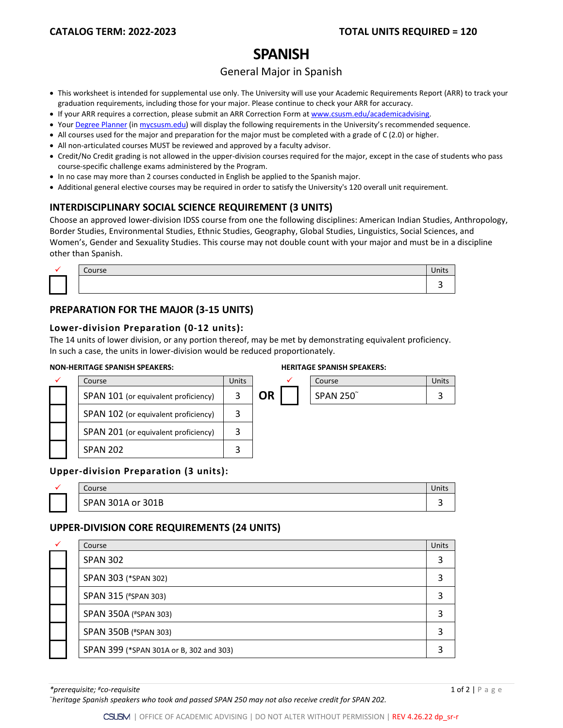**CATALOG TERM: 2022-2023** **TOTAL UNITS REQUIRED = 120**

# SPANISH

General Major in Spanish

- This worksheet is intended for supplemental use only. The University will use your Academic Requirements Report (ARR) to track your graduation requirements, including those for your major. Please continue to check your ARR for accuracy.
- If your ARR requires a correction, please submit an ARR Correction Form at www.csusm.edu/academicadvising.
- Your Degree Planner (in mycsusm.edu) will display the following requirements in the University's recommended sequence.
- All courses used for the major and preparation for the major must be completed with a grade of C (2.0) or higher.
- All non-articulated courses MUST be reviewed and approved by a faculty advisor.
- Credit/No Credit grading is not allowed in the upper-division courses required for the major, except in the case of students who pass course-specific challenge exams administered by the Program.
- In no case may more than 2 courses conducted in English be applied to the Spanish major.
- Additional general elective courses may be required in order to satisfy the University's 120 overall unit requirement.

## INTERDISCIPLINARY SOCIAL SCIENCE REQUIREMENT (3 UNITS)

Choose an approved lower-division IDSS course from one the following disciplines: American Indian Studies, Anthropology, Border Studies, Environmental Studies, Ethnic Studies, Geography, Global Studies, Linguistics, Social Sciences, and Women's, Gender and Sexuality Studies. This course may not double count with your major and must be in a discipline other than Spanish.

| ✓ | Course | Units |
|---|---|---|
| ☐ | | 3 |

## PREPARATION FOR THE MAJOR (3-15 UNITS)

### Lower-division Preparation (0-12 units):

The 14 units of lower division, or any portion thereof, may be met by demonstrating equivalent proficiency. In such a case, the units in lower-division would be reduced proportionately.

**NON-HERITAGE SPANISH SPEAKERS:**

| ✓ | Course | Units |
|---|---|---|
| ☐ | SPAN 101 (or equivalent proficiency) | 3 |
| ☐ | SPAN 102 (or equivalent proficiency) | 3 |
| ☐ | SPAN 201 (or equivalent proficiency) | 3 |
| ☐ | SPAN 202 | 3 |

**OR**

**HERITAGE SPANISH SPEAKERS:**

| ✓ | Course | Units |
|---|---|---|
| ☐ | SPAN 250˜ | 3 |

### Upper-division Preparation (3 units):

| ✓ | Course | Units |
|---|---|---|
| ☐ | SPAN 301A or 301B | 3 |

## UPPER-DIVISION CORE REQUIREMENTS (24 UNITS)

| ✓ | Course | Units |
|---|---|---|
| ☐ | SPAN 302 | 3 |
| ☐ | SPAN 303 (*SPAN 302) | 3 |
| ☐ | SPAN 315 (#SPAN 303) | 3 |
| ☐ | SPAN 350A (#SPAN 303) | 3 |
| ☐ | SPAN 350B (#SPAN 303) | 3 |
| ☐ | SPAN 399 (*SPAN 301A or B, 302 and 303) | 3 |

*\*prerequisite; #co-requisite*

*˜heritage Spanish speakers who took and passed SPAN 250 may not also receive credit for SPAN 202.*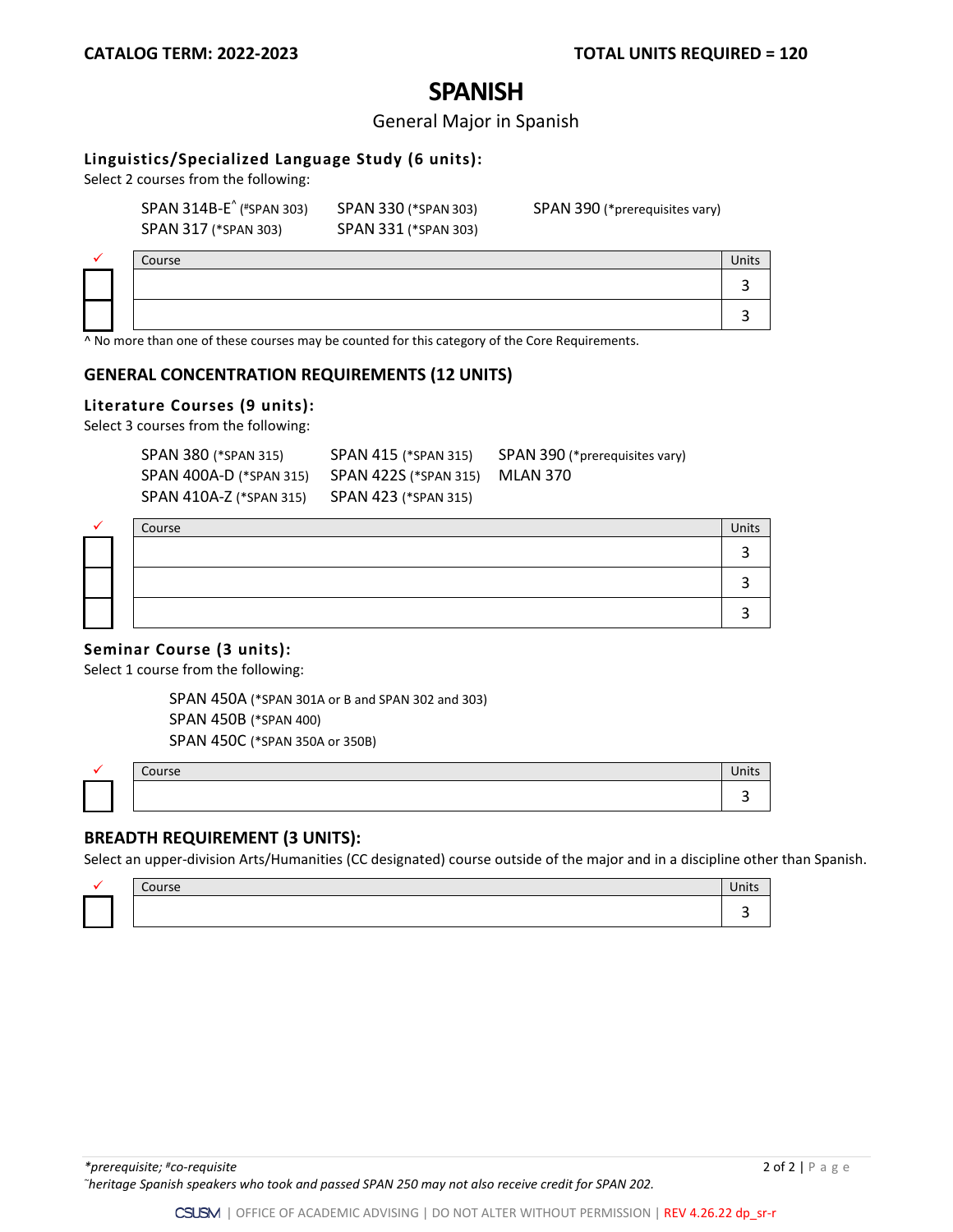**CATALOG TERM: 2022-2023** **TOTAL UNITS REQUIRED = 120**

# SPANISH

General Major in Spanish

### Linguistics/Specialized Language Study (6 units):

Select 2 courses from the following:

SPAN 314B-E^ (#SPAN 303) SPAN 330 (*SPAN 303) SPAN 390 (*prerequisites vary)
SPAN 317 (*SPAN 303) SPAN 331 (*SPAN 303)

| ✓ | Course | Units |
|---|---|---|
| ☐ | | 3 |
| ☐ | | 3 |

^ No more than one of these courses may be counted for this category of the Core Requirements.

## GENERAL CONCENTRATION REQUIREMENTS (12 UNITS)

### Literature Courses (9 units):

Select 3 courses from the following:

SPAN 380 (*SPAN 315) SPAN 415 (*SPAN 315) SPAN 390 (*prerequisites vary)
SPAN 400A-D (*SPAN 315) SPAN 422S (*SPAN 315) MLAN 370
SPAN 410A-Z (*SPAN 315) SPAN 423 (*SPAN 315)

| ✓ | Course | Units |
|---|---|---|
| ☐ | | 3 |
| ☐ | | 3 |
| ☐ | | 3 |

### Seminar Course (3 units):

Select 1 course from the following:

SPAN 450A (*SPAN 301A or B and SPAN 302 and 303)
SPAN 450B (*SPAN 400)
SPAN 450C (*SPAN 350A or 350B)

| ✓ | Course | Units |
|---|---|---|
| ☐ | | 3 |

## BREADTH REQUIREMENT (3 UNITS):

Select an upper-division Arts/Humanities (CC designated) course outside of the major and in a discipline other than Spanish.

| ✓ | Course | Units |
|---|---|---|
| ☐ | | 3 |

*\*prerequisite; #co-requisite*
*˜heritage Spanish speakers who took and passed SPAN 250 may not also receive credit for SPAN 202.*